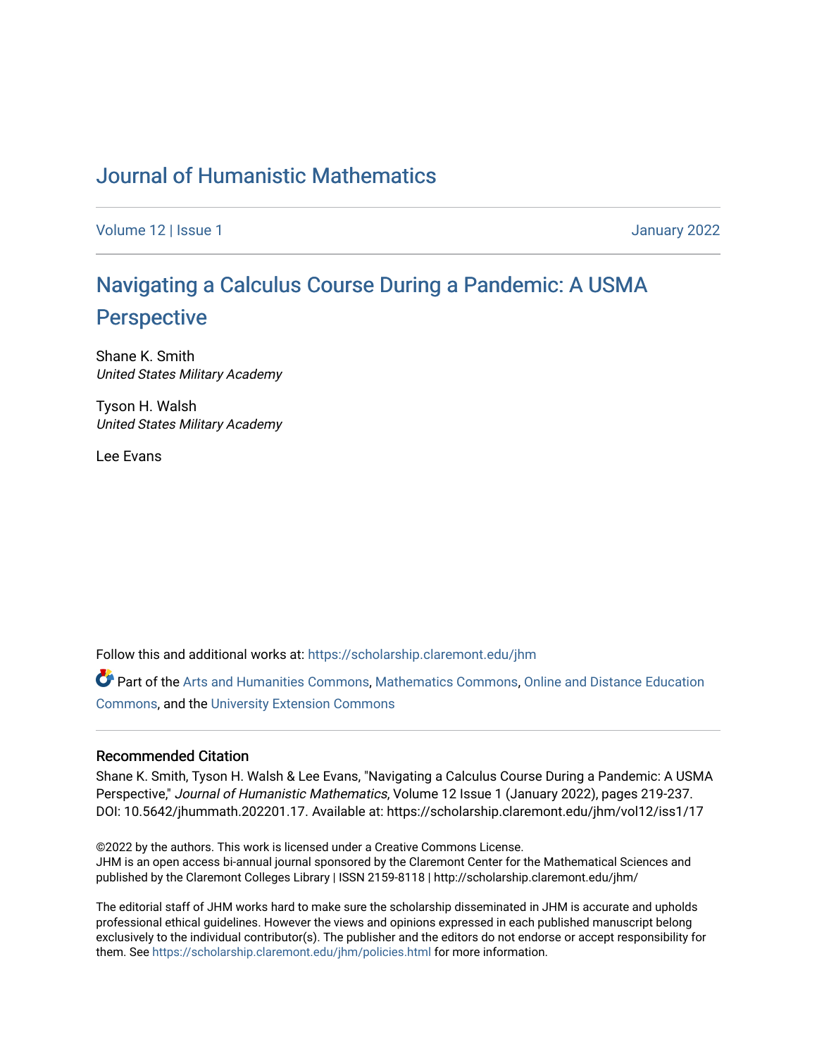# Journal of Humanistic Mathematics

Volume 12 | Issue 1 January 2022

## Navigating a Calculus Course During a Pandemic: A USMA Perspective

Shane K. Smith
*United States Military Academy*

Tyson H. Walsh
*United States Military Academy*

Lee Evans

Follow this and additional works at: https://scholarship.claremont.edu/jhm

Part of the Arts and Humanities Commons, Mathematics Commons, Online and Distance Education Commons, and the University Extension Commons

### Recommended Citation

Shane K. Smith, Tyson H. Walsh & Lee Evans, "Navigating a Calculus Course During a Pandemic: A USMA Perspective," *Journal of Humanistic Mathematics*, Volume 12 Issue 1 (January 2022), pages 219-237. DOI: 10.5642/jhummath.202201.17. Available at: https://scholarship.claremont.edu/jhm/vol12/iss1/17

©2022 by the authors. This work is licensed under a Creative Commons License.
JHM is an open access bi-annual journal sponsored by the Claremont Center for the Mathematical Sciences and published by the Claremont Colleges Library | ISSN 2159-8118 | http://scholarship.claremont.edu/jhm/

The editorial staff of JHM works hard to make sure the scholarship disseminated in JHM is accurate and upholds professional ethical guidelines. However the views and opinions expressed in each published manuscript belong exclusively to the individual contributor(s). The publisher and the editors do not endorse or accept responsibility for them. See https://scholarship.claremont.edu/jhm/policies.html for more information.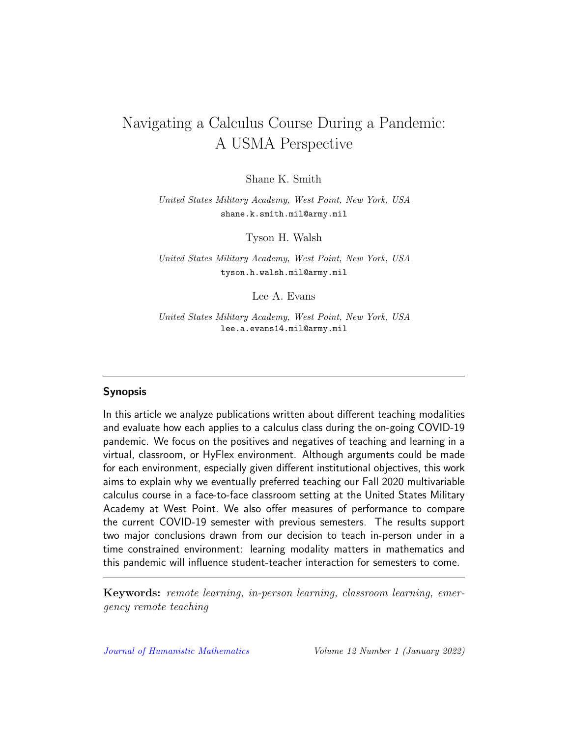# Navigating a Calculus Course During a Pandemic: A USMA Perspective

Shane K. Smith

*United States Military Academy, West Point, New York, USA*
shane.k.smith.mil@army.mil

Tyson H. Walsh

*United States Military Academy, West Point, New York, USA*
tyson.h.walsh.mil@army.mil

Lee A. Evans

*United States Military Academy, West Point, New York, USA*
lee.a.evans14.mil@army.mil

---

## Synopsis

In this article we analyze publications written about different teaching modalities and evaluate how each applies to a calculus class during the on-going COVID-19 pandemic. We focus on the positives and negatives of teaching and learning in a virtual, classroom, or HyFlex environment. Although arguments could be made for each environment, especially given different institutional objectives, this work aims to explain why we eventually preferred teaching our Fall 2020 multivariable calculus course in a face-to-face classroom setting at the United States Military Academy at West Point. We also offer measures of performance to compare the current COVID-19 semester with previous semesters. The results support two major conclusions drawn from our decision to teach in-person under in a time constrained environment: learning modality matters in mathematics and this pandemic will influence student-teacher interaction for semesters to come.

---

**Keywords:** *remote learning, in-person learning, classroom learning, emergency remote teaching*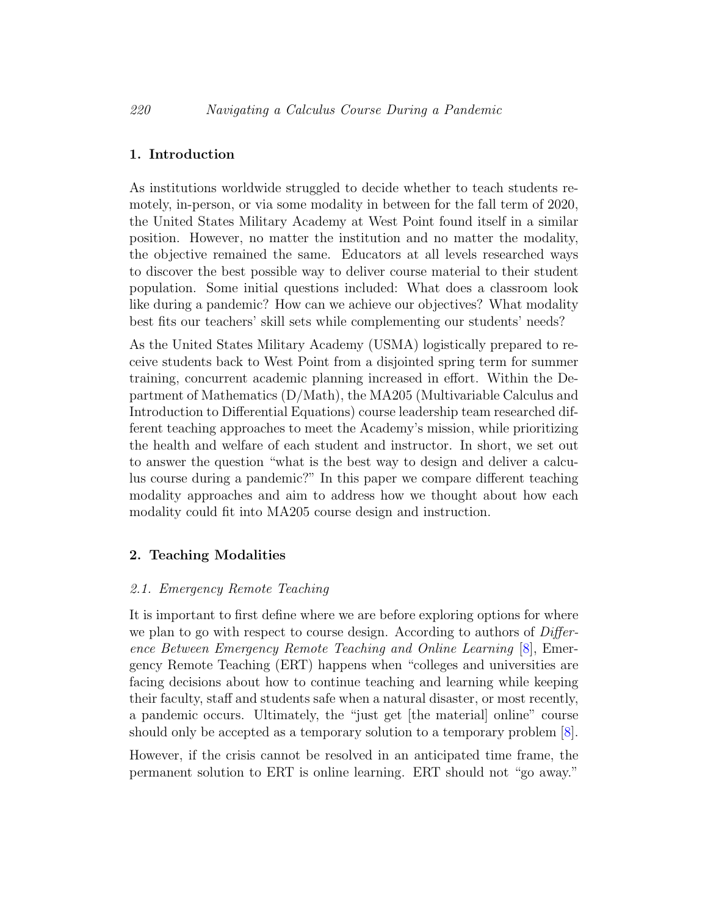## 1. Introduction

As institutions worldwide struggled to decide whether to teach students remotely, in-person, or via some modality in between for the fall term of 2020, the United States Military Academy at West Point found itself in a similar position. However, no matter the institution and no matter the modality, the objective remained the same. Educators at all levels researched ways to discover the best possible way to deliver course material to their student population. Some initial questions included: What does a classroom look like during a pandemic? How can we achieve our objectives? What modality best fits our teachers' skill sets while complementing our students' needs?

As the United States Military Academy (USMA) logistically prepared to receive students back to West Point from a disjointed spring term for summer training, concurrent academic planning increased in effort. Within the Department of Mathematics (D/Math), the MA205 (Multivariable Calculus and Introduction to Differential Equations) course leadership team researched different teaching approaches to meet the Academy's mission, while prioritizing the health and welfare of each student and instructor. In short, we set out to answer the question "what is the best way to design and deliver a calculus course during a pandemic?" In this paper we compare different teaching modality approaches and aim to address how we thought about how each modality could fit into MA205 course design and instruction.

## 2. Teaching Modalities

### 2.1. Emergency Remote Teaching

It is important to first define where we are before exploring options for where we plan to go with respect to course design. According to authors of *Difference Between Emergency Remote Teaching and Online Learning* [8], Emergency Remote Teaching (ERT) happens when "colleges and universities are facing decisions about how to continue teaching and learning while keeping their faculty, staff and students safe when a natural disaster, or most recently, a pandemic occurs. Ultimately, the "just get [the material] online" course should only be accepted as a temporary solution to a temporary problem [8].

However, if the crisis cannot be resolved in an anticipated time frame, the permanent solution to ERT is online learning. ERT should not "go away."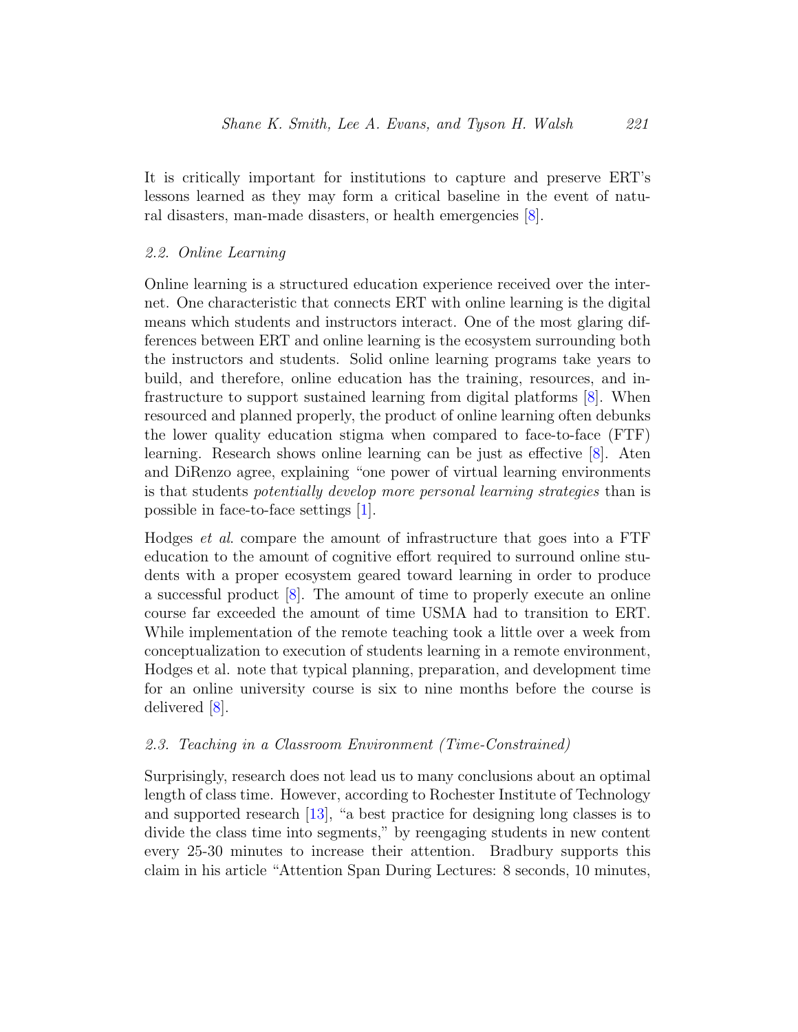It is critically important for institutions to capture and preserve ERT's lessons learned as they may form a critical baseline in the event of natural disasters, man-made disasters, or health emergencies [8].

### *2.2. Online Learning*

Online learning is a structured education experience received over the internet. One characteristic that connects ERT with online learning is the digital means which students and instructors interact. One of the most glaring differences between ERT and online learning is the ecosystem surrounding both the instructors and students. Solid online learning programs take years to build, and therefore, online education has the training, resources, and infrastructure to support sustained learning from digital platforms [8]. When resourced and planned properly, the product of online learning often debunks the lower quality education stigma when compared to face-to-face (FTF) learning. Research shows online learning can be just as effective [8]. Aten and DiRenzo agree, explaining "one power of virtual learning environments is that students *potentially develop more personal learning strategies* than is possible in face-to-face settings [1].

Hodges *et al*. compare the amount of infrastructure that goes into a FTF education to the amount of cognitive effort required to surround online students with a proper ecosystem geared toward learning in order to produce a successful product [8]. The amount of time to properly execute an online course far exceeded the amount of time USMA had to transition to ERT. While implementation of the remote teaching took a little over a week from conceptualization to execution of students learning in a remote environment, Hodges et al. note that typical planning, preparation, and development time for an online university course is six to nine months before the course is delivered [8].

### *2.3. Teaching in a Classroom Environment (Time-Constrained)*

Surprisingly, research does not lead us to many conclusions about an optimal length of class time. However, according to Rochester Institute of Technology and supported research [13], "a best practice for designing long classes is to divide the class time into segments," by reengaging students in new content every 25-30 minutes to increase their attention. Bradbury supports this claim in his article "Attention Span During Lectures: 8 seconds, 10 minutes,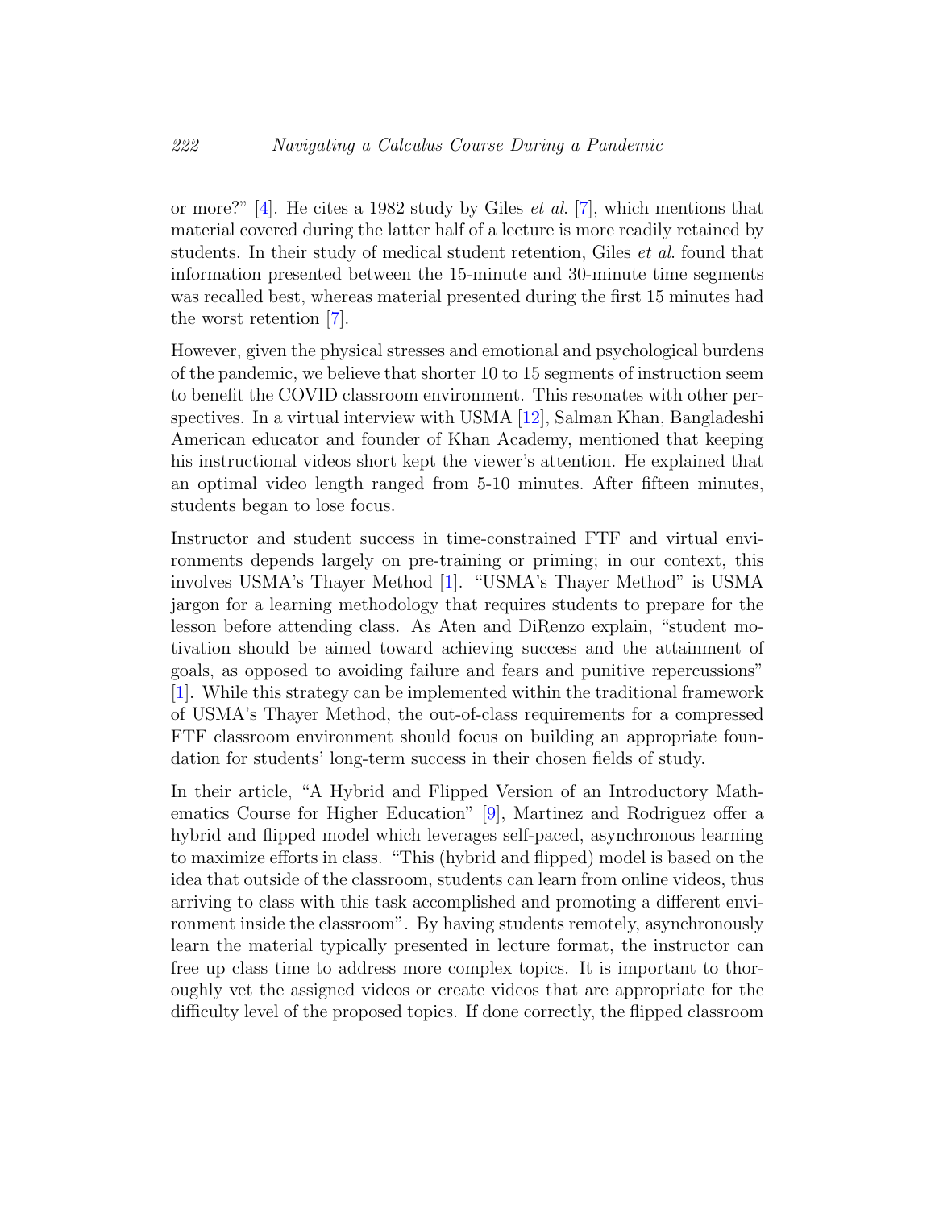or more?" [4]. He cites a 1982 study by Giles *et al.* [7], which mentions that material covered during the latter half of a lecture is more readily retained by students. In their study of medical student retention, Giles *et al.* found that information presented between the 15-minute and 30-minute time segments was recalled best, whereas material presented during the first 15 minutes had the worst retention [7].

However, given the physical stresses and emotional and psychological burdens of the pandemic, we believe that shorter 10 to 15 segments of instruction seem to benefit the COVID classroom environment. This resonates with other perspectives. In a virtual interview with USMA [12], Salman Khan, Bangladeshi American educator and founder of Khan Academy, mentioned that keeping his instructional videos short kept the viewer's attention. He explained that an optimal video length ranged from 5-10 minutes. After fifteen minutes, students began to lose focus.

Instructor and student success in time-constrained FTF and virtual environments depends largely on pre-training or priming; in our context, this involves USMA's Thayer Method [1]. "USMA's Thayer Method" is USMA jargon for a learning methodology that requires students to prepare for the lesson before attending class. As Aten and DiRenzo explain, "student motivation should be aimed toward achieving success and the attainment of goals, as opposed to avoiding failure and fears and punitive repercussions" [1]. While this strategy can be implemented within the traditional framework of USMA's Thayer Method, the out-of-class requirements for a compressed FTF classroom environment should focus on building an appropriate foundation for students' long-term success in their chosen fields of study.

In their article, "A Hybrid and Flipped Version of an Introductory Mathematics Course for Higher Education" [9], Martinez and Rodriguez offer a hybrid and flipped model which leverages self-paced, asynchronous learning to maximize efforts in class. "This (hybrid and flipped) model is based on the idea that outside of the classroom, students can learn from online videos, thus arriving to class with this task accomplished and promoting a different environment inside the classroom". By having students remotely, asynchronously learn the material typically presented in lecture format, the instructor can free up class time to address more complex topics. It is important to thoroughly vet the assigned videos or create videos that are appropriate for the difficulty level of the proposed topics. If done correctly, the flipped classroom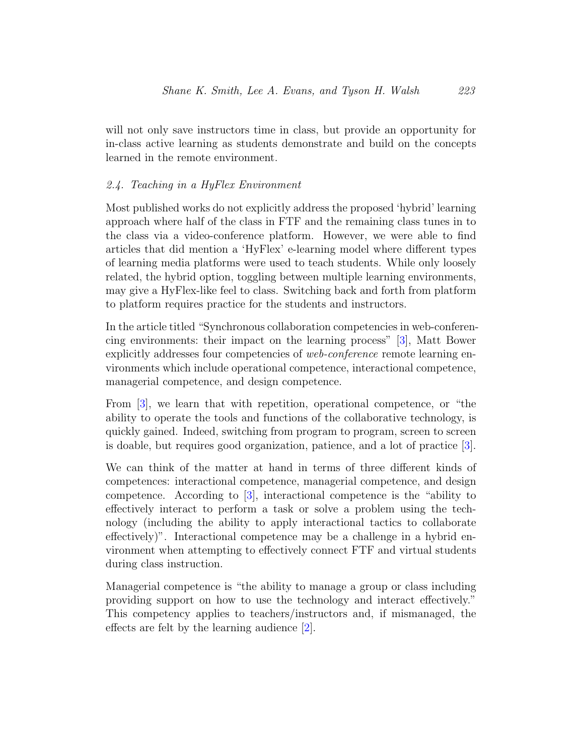will not only save instructors time in class, but provide an opportunity for in-class active learning as students demonstrate and build on the concepts learned in the remote environment.

### *2.4. Teaching in a HyFlex Environment*

Most published works do not explicitly address the proposed 'hybrid' learning approach where half of the class in FTF and the remaining class tunes in to the class via a video-conference platform. However, we were able to find articles that did mention a 'HyFlex' e-learning model where different types of learning media platforms were used to teach students. While only loosely related, the hybrid option, toggling between multiple learning environments, may give a HyFlex-like feel to class. Switching back and forth from platform to platform requires practice for the students and instructors.

In the article titled "Synchronous collaboration competencies in web-conferencing environments: their impact on the learning process" [3], Matt Bower explicitly addresses four competencies of *web-conference* remote learning environments which include operational competence, interactional competence, managerial competence, and design competence.

From [3], we learn that with repetition, operational competence, or "the ability to operate the tools and functions of the collaborative technology, is quickly gained. Indeed, switching from program to program, screen to screen is doable, but requires good organization, patience, and a lot of practice [3].

We can think of the matter at hand in terms of three different kinds of competences: interactional competence, managerial competence, and design competence. According to [3], interactional competence is the "ability to effectively interact to perform a task or solve a problem using the technology (including the ability to apply interactional tactics to collaborate effectively)". Interactional competence may be a challenge in a hybrid environment when attempting to effectively connect FTF and virtual students during class instruction.

Managerial competence is "the ability to manage a group or class including providing support on how to use the technology and interact effectively." This competency applies to teachers/instructors and, if mismanaged, the effects are felt by the learning audience [2].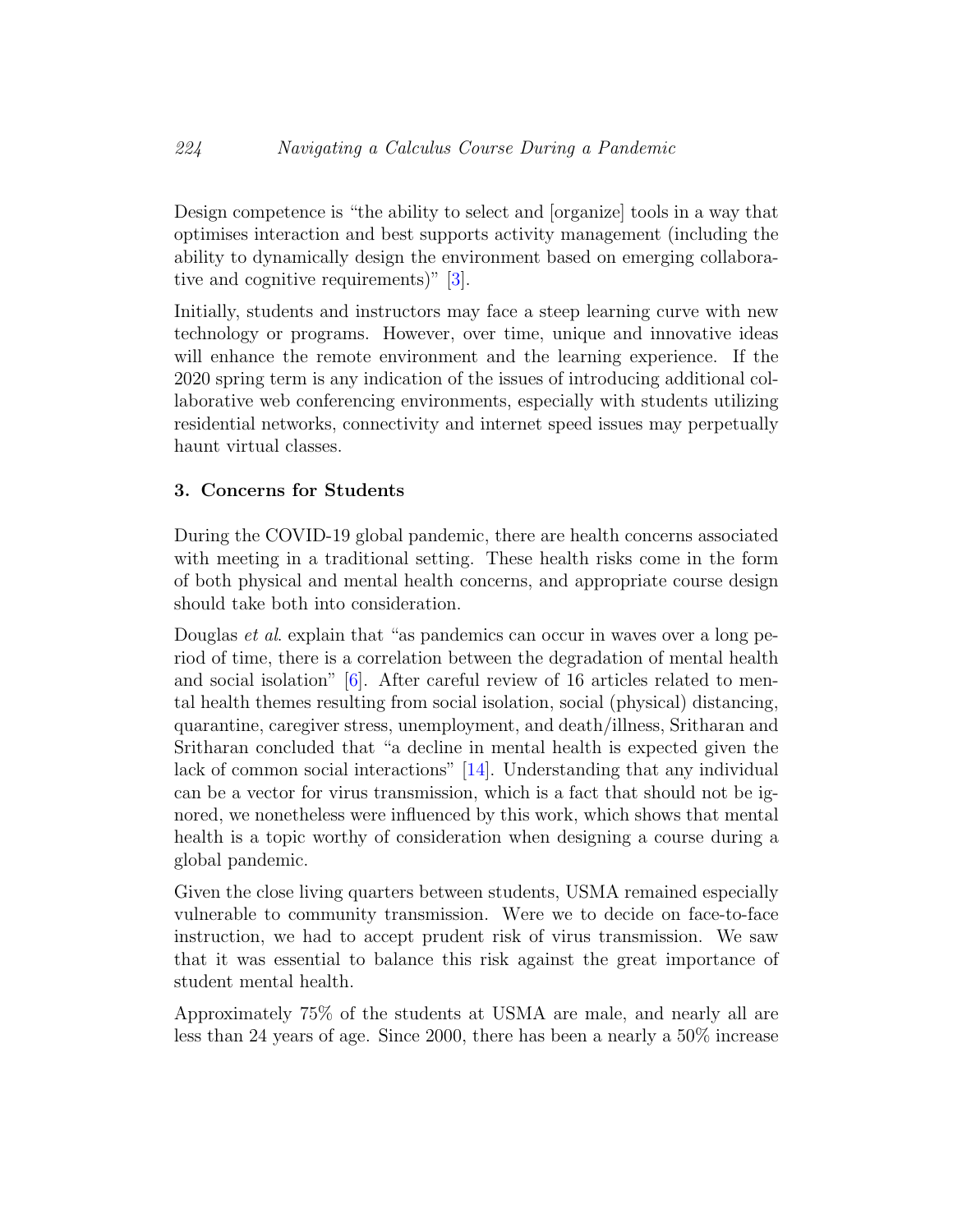Design competence is "the ability to select and [organize] tools in a way that optimises interaction and best supports activity management (including the ability to dynamically design the environment based on emerging collaborative and cognitive requirements)" [3].

Initially, students and instructors may face a steep learning curve with new technology or programs. However, over time, unique and innovative ideas will enhance the remote environment and the learning experience. If the 2020 spring term is any indication of the issues of introducing additional collaborative web conferencing environments, especially with students utilizing residential networks, connectivity and internet speed issues may perpetually haunt virtual classes.

## 3. Concerns for Students

During the COVID-19 global pandemic, there are health concerns associated with meeting in a traditional setting. These health risks come in the form of both physical and mental health concerns, and appropriate course design should take both into consideration.

Douglas *et al*. explain that "as pandemics can occur in waves over a long period of time, there is a correlation between the degradation of mental health and social isolation" [6]. After careful review of 16 articles related to mental health themes resulting from social isolation, social (physical) distancing, quarantine, caregiver stress, unemployment, and death/illness, Sritharan and Sritharan concluded that "a decline in mental health is expected given the lack of common social interactions" [14]. Understanding that any individual can be a vector for virus transmission, which is a fact that should not be ignored, we nonetheless were influenced by this work, which shows that mental health is a topic worthy of consideration when designing a course during a global pandemic.

Given the close living quarters between students, USMA remained especially vulnerable to community transmission. Were we to decide on face-to-face instruction, we had to accept prudent risk of virus transmission. We saw that it was essential to balance this risk against the great importance of student mental health.

Approximately 75% of the students at USMA are male, and nearly all are less than 24 years of age. Since 2000, there has been a nearly a 50% increase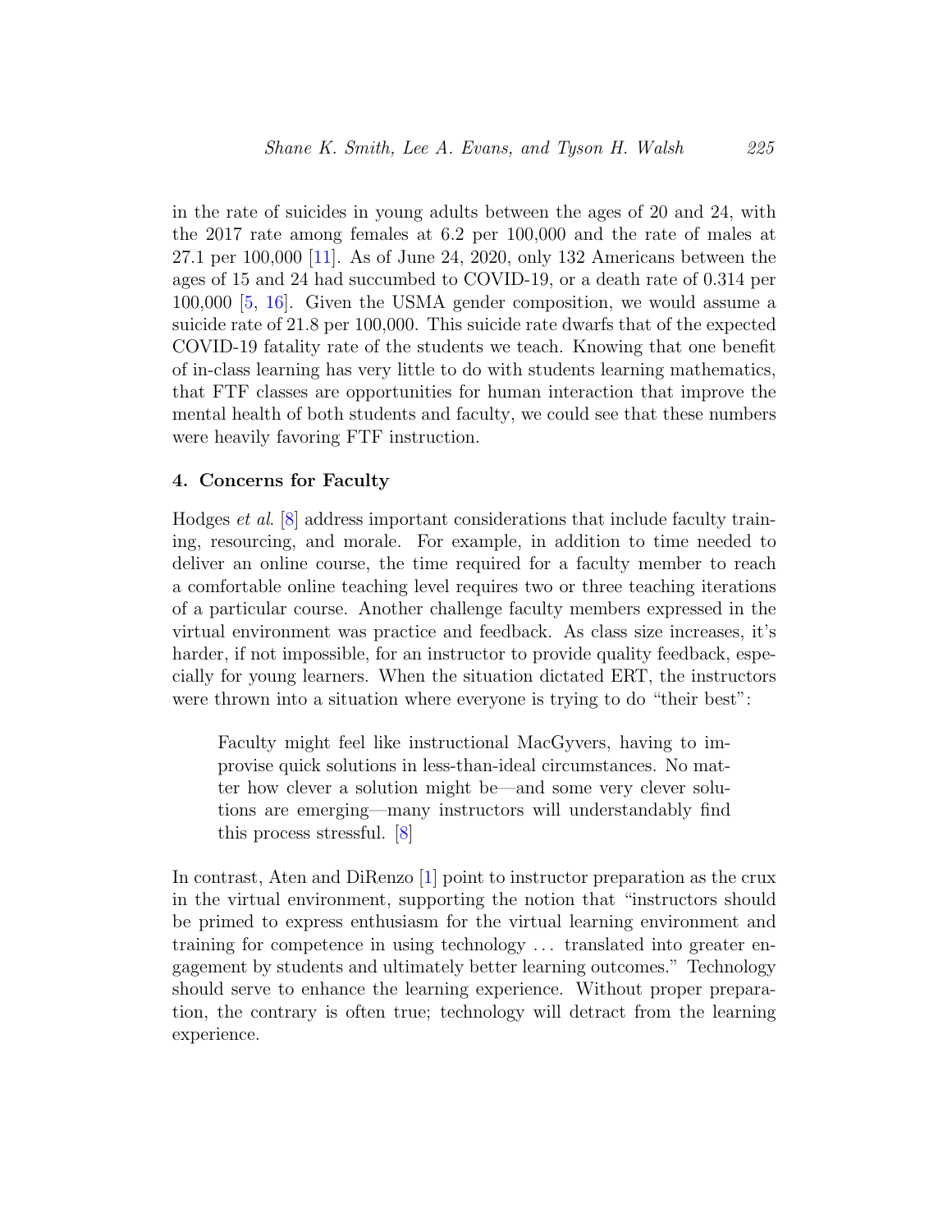in the rate of suicides in young adults between the ages of 20 and 24, with the 2017 rate among females at 6.2 per 100,000 and the rate of males at 27.1 per 100,000 [11]. As of June 24, 2020, only 132 Americans between the ages of 15 and 24 had succumbed to COVID-19, or a death rate of 0.314 per 100,000 [5, 16]. Given the USMA gender composition, we would assume a suicide rate of 21.8 per 100,000. This suicide rate dwarfs that of the expected COVID-19 fatality rate of the students we teach. Knowing that one benefit of in-class learning has very little to do with students learning mathematics, that FTF classes are opportunities for human interaction that improve the mental health of both students and faculty, we could see that these numbers were heavily favoring FTF instruction.

## 4. Concerns for Faculty

Hodges *et al.* [8] address important considerations that include faculty training, resourcing, and morale. For example, in addition to time needed to deliver an online course, the time required for a faculty member to reach a comfortable online teaching level requires two or three teaching iterations of a particular course. Another challenge faculty members expressed in the virtual environment was practice and feedback. As class size increases, it's harder, if not impossible, for an instructor to provide quality feedback, especially for young learners. When the situation dictated ERT, the instructors were thrown into a situation where everyone is trying to do "their best":

> Faculty might feel like instructional MacGyvers, having to improvise quick solutions in less-than-ideal circumstances. No matter how clever a solution might be—and some very clever solutions are emerging—many instructors will understandably find this process stressful. [8]

In contrast, Aten and DiRenzo [1] point to instructor preparation as the crux in the virtual environment, supporting the notion that "instructors should be primed to express enthusiasm for the virtual learning environment and training for competence in using technology ... translated into greater engagement by students and ultimately better learning outcomes." Technology should serve to enhance the learning experience. Without proper preparation, the contrary is often true; technology will detract from the learning experience.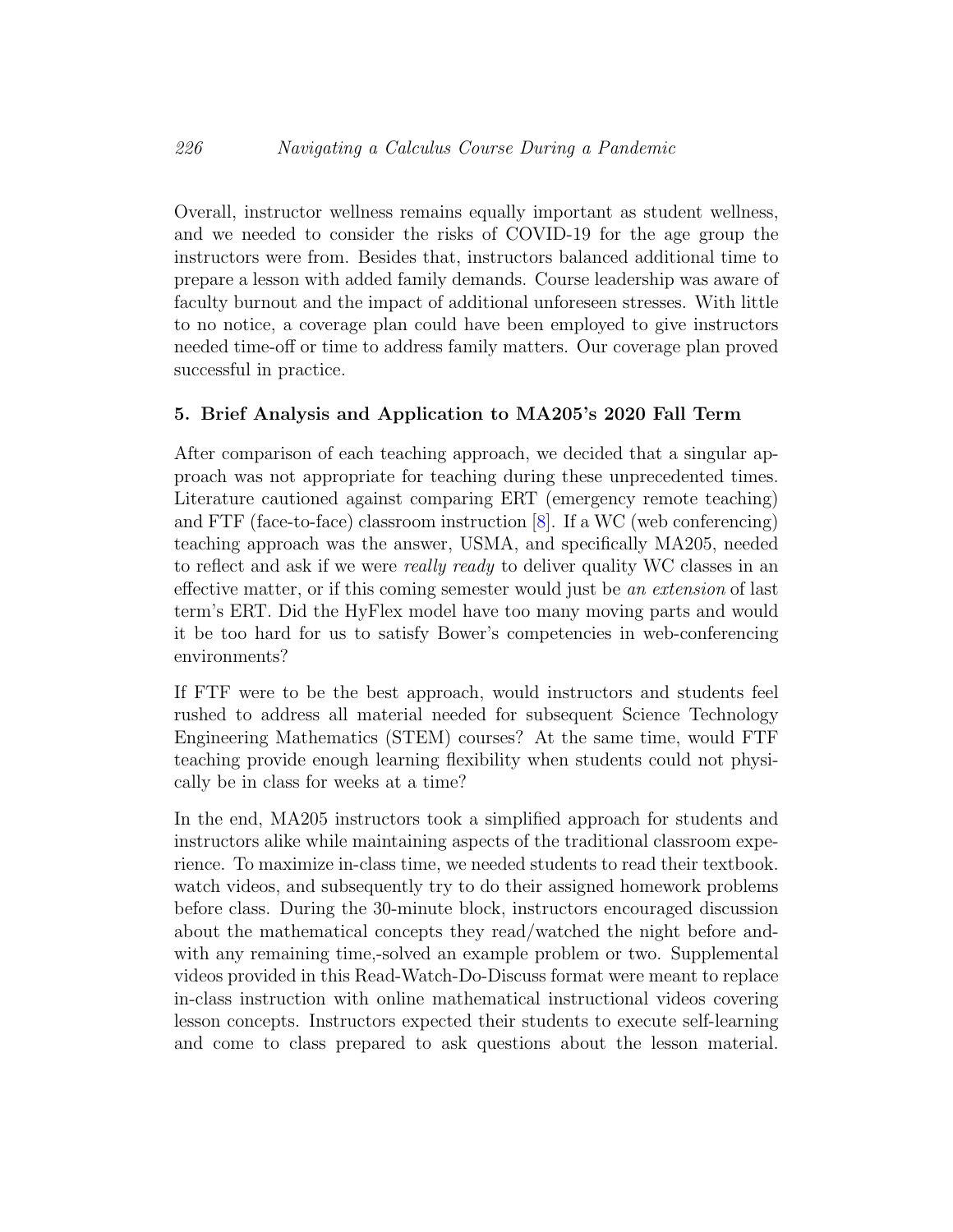Overall, instructor wellness remains equally important as student wellness, and we needed to consider the risks of COVID-19 for the age group the instructors were from. Besides that, instructors balanced additional time to prepare a lesson with added family demands. Course leadership was aware of faculty burnout and the impact of additional unforeseen stresses. With little to no notice, a coverage plan could have been employed to give instructors needed time-off or time to address family matters. Our coverage plan proved successful in practice.

### 5. Brief Analysis and Application to MA205's 2020 Fall Term

After comparison of each teaching approach, we decided that a singular approach was not appropriate for teaching during these unprecedented times. Literature cautioned against comparing ERT (emergency remote teaching) and FTF (face-to-face) classroom instruction [8]. If a WC (web conferencing) teaching approach was the answer, USMA, and specifically MA205, needed to reflect and ask if we were *really ready* to deliver quality WC classes in an effective matter, or if this coming semester would just be *an extension* of last term's ERT. Did the HyFlex model have too many moving parts and would it be too hard for us to satisfy Bower's competencies in web-conferencing environments?

If FTF were to be the best approach, would instructors and students feel rushed to address all material needed for subsequent Science Technology Engineering Mathematics (STEM) courses? At the same time, would FTF teaching provide enough learning flexibility when students could not physically be in class for weeks at a time?

In the end, MA205 instructors took a simplified approach for students and instructors alike while maintaining aspects of the traditional classroom experience. To maximize in-class time, we needed students to read their textbook. watch videos, and subsequently try to do their assigned homework problems before class. During the 30-minute block, instructors encouraged discussion about the mathematical concepts they read/watched the night before and-with any remaining time,-solved an example problem or two. Supplemental videos provided in this Read-Watch-Do-Discuss format were meant to replace in-class instruction with online mathematical instructional videos covering lesson concepts. Instructors expected their students to execute self-learning and come to class prepared to ask questions about the lesson material.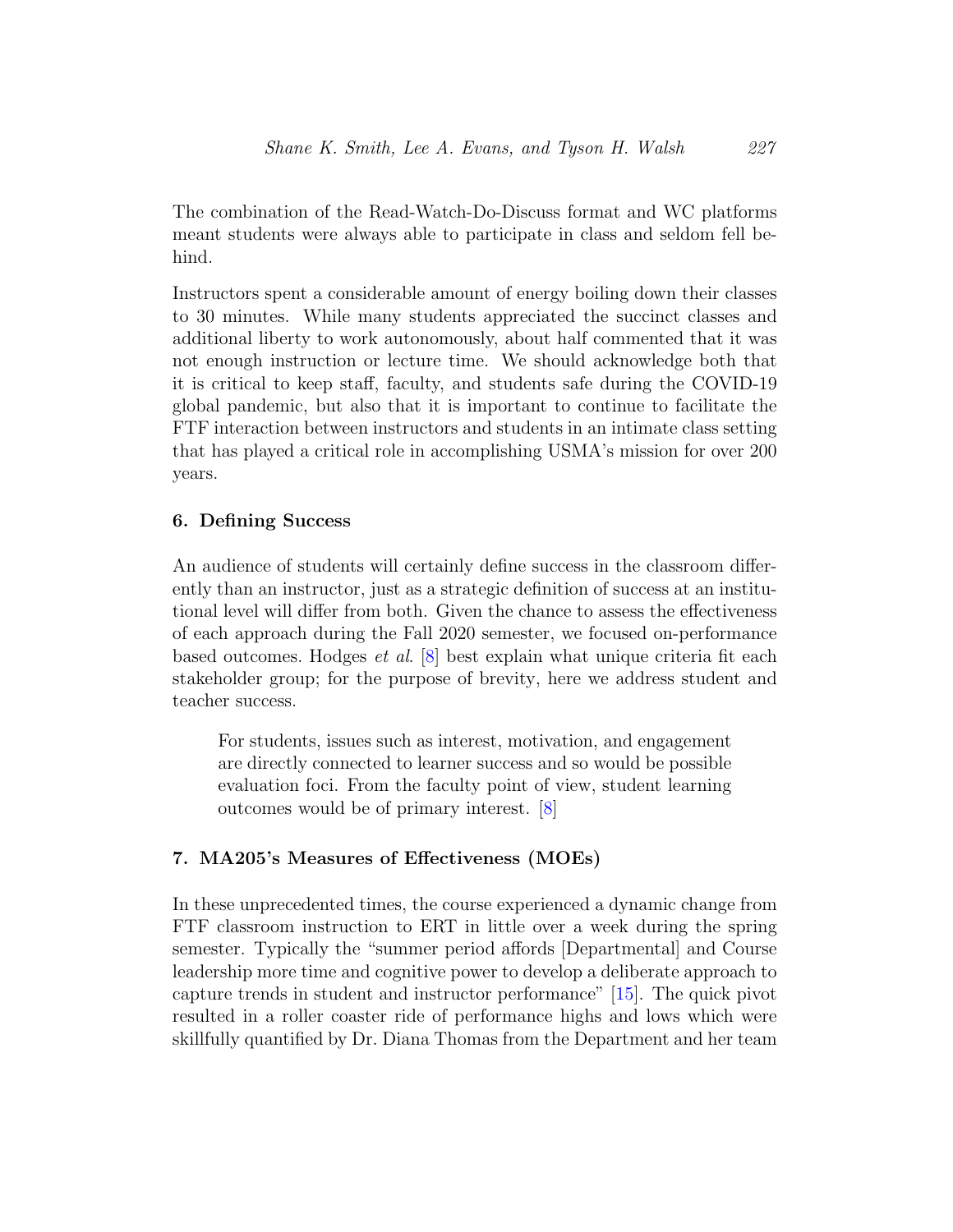The combination of the Read-Watch-Do-Discuss format and WC platforms meant students were always able to participate in class and seldom fell behind.

Instructors spent a considerable amount of energy boiling down their classes to 30 minutes. While many students appreciated the succinct classes and additional liberty to work autonomously, about half commented that it was not enough instruction or lecture time. We should acknowledge both that it is critical to keep staff, faculty, and students safe during the COVID-19 global pandemic, but also that it is important to continue to facilitate the FTF interaction between instructors and students in an intimate class setting that has played a critical role in accomplishing USMA's mission for over 200 years.

## 6. Defining Success

An audience of students will certainly define success in the classroom differently than an instructor, just as a strategic definition of success at an institutional level will differ from both. Given the chance to assess the effectiveness of each approach during the Fall 2020 semester, we focused on-performance based outcomes. Hodges *et al.* [8] best explain what unique criteria fit each stakeholder group; for the purpose of brevity, here we address student and teacher success.

> For students, issues such as interest, motivation, and engagement are directly connected to learner success and so would be possible evaluation foci. From the faculty point of view, student learning outcomes would be of primary interest. [8]

## 7. MA205's Measures of Effectiveness (MOEs)

In these unprecedented times, the course experienced a dynamic change from FTF classroom instruction to ERT in little over a week during the spring semester. Typically the "summer period affords [Departmental] and Course leadership more time and cognitive power to develop a deliberate approach to capture trends in student and instructor performance" [15]. The quick pivot resulted in a roller coaster ride of performance highs and lows which were skillfully quantified by Dr. Diana Thomas from the Department and her team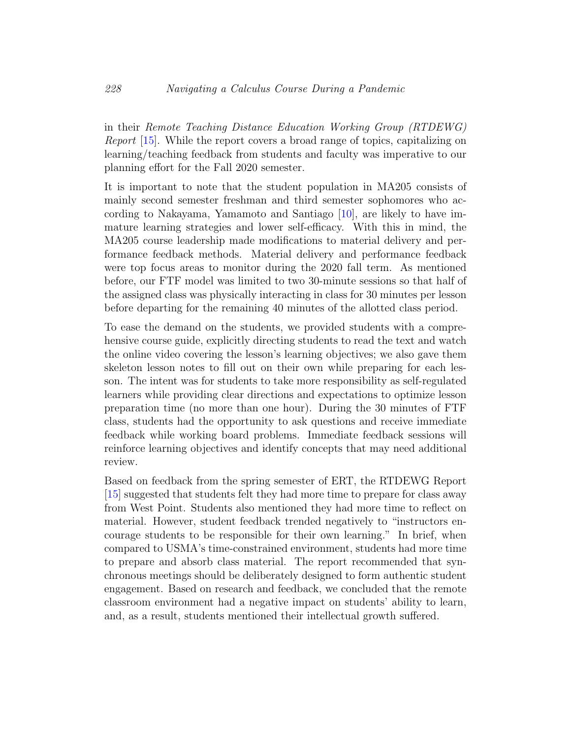in their *Remote Teaching Distance Education Working Group (RTDEWG) Report* [15]. While the report covers a broad range of topics, capitalizing on learning/teaching feedback from students and faculty was imperative to our planning effort for the Fall 2020 semester.

It is important to note that the student population in MA205 consists of mainly second semester freshman and third semester sophomores who according to Nakayama, Yamamoto and Santiago [10], are likely to have immature learning strategies and lower self-efficacy. With this in mind, the MA205 course leadership made modifications to material delivery and performance feedback methods. Material delivery and performance feedback were top focus areas to monitor during the 2020 fall term. As mentioned before, our FTF model was limited to two 30-minute sessions so that half of the assigned class was physically interacting in class for 30 minutes per lesson before departing for the remaining 40 minutes of the allotted class period.

To ease the demand on the students, we provided students with a comprehensive course guide, explicitly directing students to read the text and watch the online video covering the lesson's learning objectives; we also gave them skeleton lesson notes to fill out on their own while preparing for each lesson. The intent was for students to take more responsibility as self-regulated learners while providing clear directions and expectations to optimize lesson preparation time (no more than one hour). During the 30 minutes of FTF class, students had the opportunity to ask questions and receive immediate feedback while working board problems. Immediate feedback sessions will reinforce learning objectives and identify concepts that may need additional review.

Based on feedback from the spring semester of ERT, the RTDEWG Report [15] suggested that students felt they had more time to prepare for class away from West Point. Students also mentioned they had more time to reflect on material. However, student feedback trended negatively to "instructors encourage students to be responsible for their own learning." In brief, when compared to USMA's time-constrained environment, students had more time to prepare and absorb class material. The report recommended that synchronous meetings should be deliberately designed to form authentic student engagement. Based on research and feedback, we concluded that the remote classroom environment had a negative impact on students' ability to learn, and, as a result, students mentioned their intellectual growth suffered.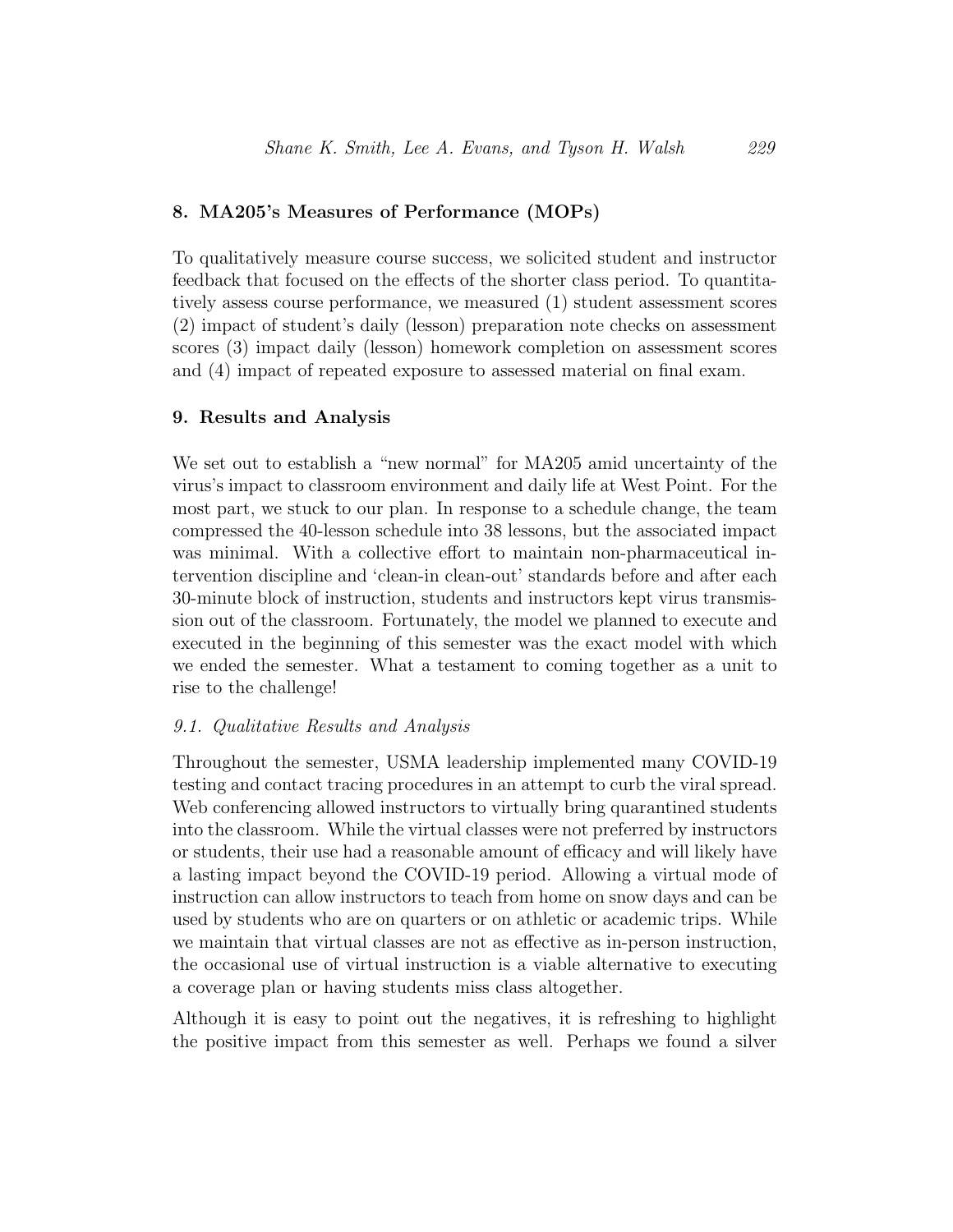## 8. MA205's Measures of Performance (MOPs)

To qualitatively measure course success, we solicited student and instructor feedback that focused on the effects of the shorter class period. To quantitatively assess course performance, we measured (1) student assessment scores (2) impact of student's daily (lesson) preparation note checks on assessment scores (3) impact daily (lesson) homework completion on assessment scores and (4) impact of repeated exposure to assessed material on final exam.

## 9. Results and Analysis

We set out to establish a "new normal" for MA205 amid uncertainty of the virus's impact to classroom environment and daily life at West Point. For the most part, we stuck to our plan. In response to a schedule change, the team compressed the 40-lesson schedule into 38 lessons, but the associated impact was minimal. With a collective effort to maintain non-pharmaceutical intervention discipline and 'clean-in clean-out' standards before and after each 30-minute block of instruction, students and instructors kept virus transmission out of the classroom. Fortunately, the model we planned to execute and executed in the beginning of this semester was the exact model with which we ended the semester. What a testament to coming together as a unit to rise to the challenge!

### *9.1. Qualitative Results and Analysis*

Throughout the semester, USMA leadership implemented many COVID-19 testing and contact tracing procedures in an attempt to curb the viral spread. Web conferencing allowed instructors to virtually bring quarantined students into the classroom. While the virtual classes were not preferred by instructors or students, their use had a reasonable amount of efficacy and will likely have a lasting impact beyond the COVID-19 period. Allowing a virtual mode of instruction can allow instructors to teach from home on snow days and can be used by students who are on quarters or on athletic or academic trips. While we maintain that virtual classes are not as effective as in-person instruction, the occasional use of virtual instruction is a viable alternative to executing a coverage plan or having students miss class altogether.

Although it is easy to point out the negatives, it is refreshing to highlight the positive impact from this semester as well. Perhaps we found a silver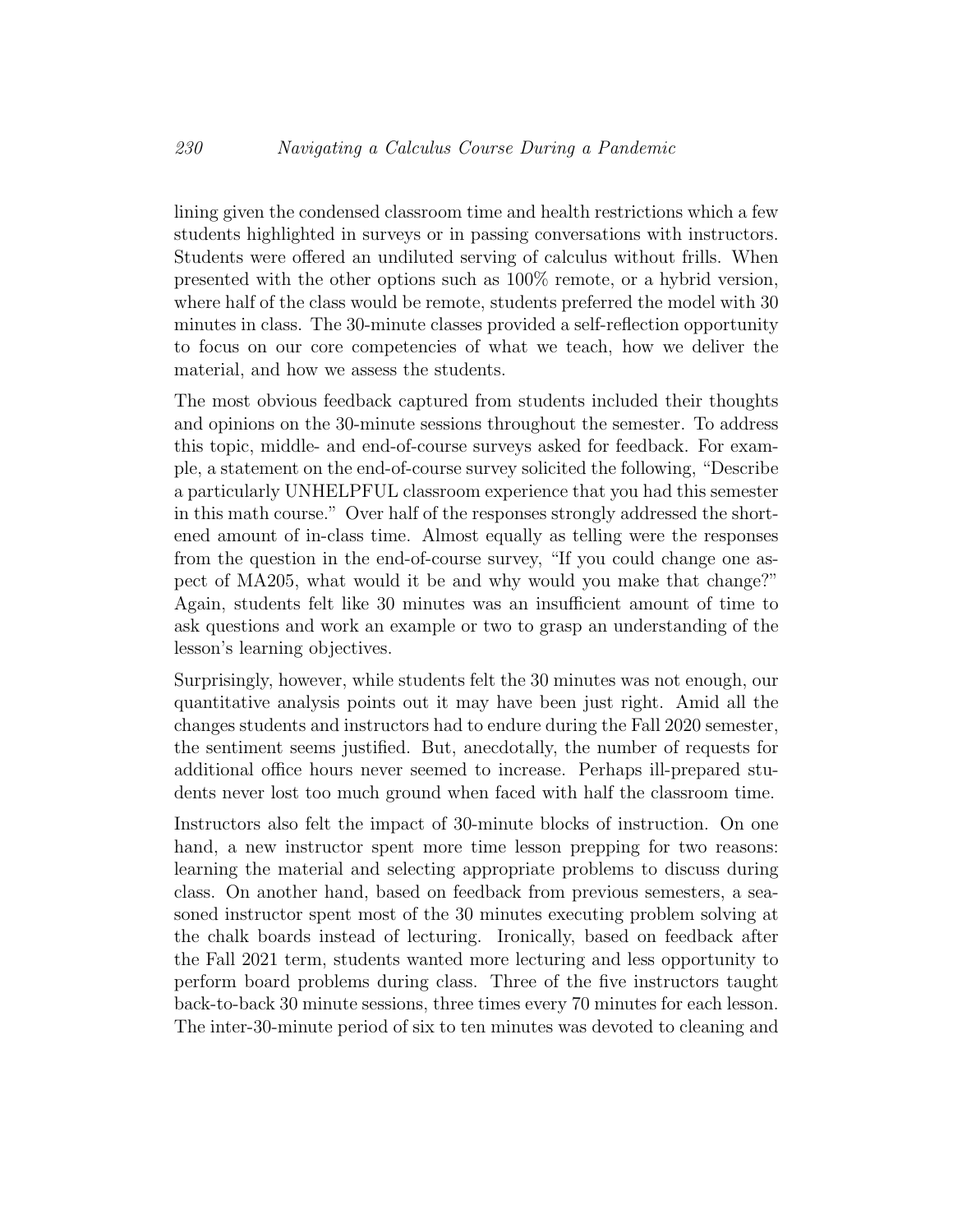lining given the condensed classroom time and health restrictions which a few students highlighted in surveys or in passing conversations with instructors. Students were offered an undiluted serving of calculus without frills. When presented with the other options such as 100% remote, or a hybrid version, where half of the class would be remote, students preferred the model with 30 minutes in class. The 30-minute classes provided a self-reflection opportunity to focus on our core competencies of what we teach, how we deliver the material, and how we assess the students.

The most obvious feedback captured from students included their thoughts and opinions on the 30-minute sessions throughout the semester. To address this topic, middle- and end-of-course surveys asked for feedback. For example, a statement on the end-of-course survey solicited the following, "Describe a particularly UNHELPFUL classroom experience that you had this semester in this math course." Over half of the responses strongly addressed the shortened amount of in-class time. Almost equally as telling were the responses from the question in the end-of-course survey, "If you could change one aspect of MA205, what would it be and why would you make that change?" Again, students felt like 30 minutes was an insufficient amount of time to ask questions and work an example or two to grasp an understanding of the lesson's learning objectives.

Surprisingly, however, while students felt the 30 minutes was not enough, our quantitative analysis points out it may have been just right. Amid all the changes students and instructors had to endure during the Fall 2020 semester, the sentiment seems justified. But, anecdotally, the number of requests for additional office hours never seemed to increase. Perhaps ill-prepared students never lost too much ground when faced with half the classroom time.

Instructors also felt the impact of 30-minute blocks of instruction. On one hand, a new instructor spent more time lesson prepping for two reasons: learning the material and selecting appropriate problems to discuss during class. On another hand, based on feedback from previous semesters, a seasoned instructor spent most of the 30 minutes executing problem solving at the chalk boards instead of lecturing. Ironically, based on feedback after the Fall 2021 term, students wanted more lecturing and less opportunity to perform board problems during class. Three of the five instructors taught back-to-back 30 minute sessions, three times every 70 minutes for each lesson. The inter-30-minute period of six to ten minutes was devoted to cleaning and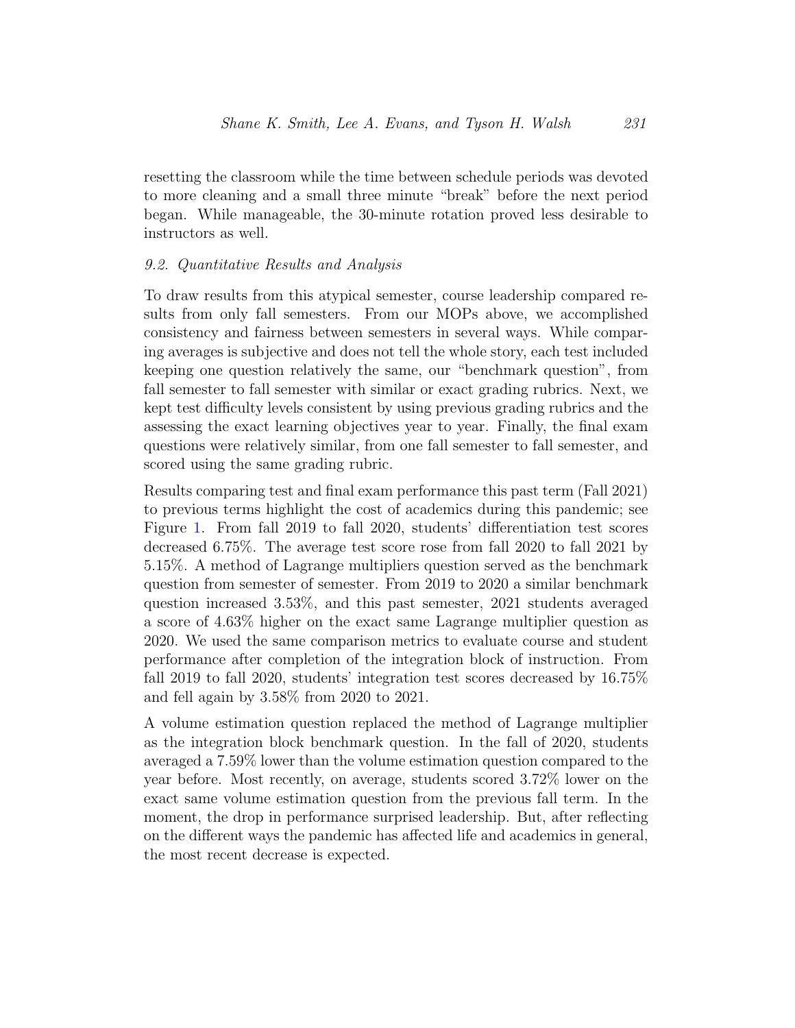resetting the classroom while the time between schedule periods was devoted to more cleaning and a small three minute "break" before the next period began. While manageable, the 30-minute rotation proved less desirable to instructors as well.

### *9.2. Quantitative Results and Analysis*

To draw results from this atypical semester, course leadership compared results from only fall semesters. From our MOPs above, we accomplished consistency and fairness between semesters in several ways. While comparing averages is subjective and does not tell the whole story, each test included keeping one question relatively the same, our "benchmark question", from fall semester to fall semester with similar or exact grading rubrics. Next, we kept test difficulty levels consistent by using previous grading rubrics and the assessing the exact learning objectives year to year. Finally, the final exam questions were relatively similar, from one fall semester to fall semester, and scored using the same grading rubric.

Results comparing test and final exam performance this past term (Fall 2021) to previous terms highlight the cost of academics during this pandemic; see Figure 1. From fall 2019 to fall 2020, students' differentiation test scores decreased 6.75%. The average test score rose from fall 2020 to fall 2021 by 5.15%. A method of Lagrange multipliers question served as the benchmark question from semester of semester. From 2019 to 2020 a similar benchmark question increased 3.53%, and this past semester, 2021 students averaged a score of 4.63% higher on the exact same Lagrange multiplier question as 2020. We used the same comparison metrics to evaluate course and student performance after completion of the integration block of instruction. From fall 2019 to fall 2020, students' integration test scores decreased by 16.75% and fell again by 3.58% from 2020 to 2021.

A volume estimation question replaced the method of Lagrange multiplier as the integration block benchmark question. In the fall of 2020, students averaged a 7.59% lower than the volume estimation question compared to the year before. Most recently, on average, students scored 3.72% lower on the exact same volume estimation question from the previous fall term. In the moment, the drop in performance surprised leadership. But, after reflecting on the different ways the pandemic has affected life and academics in general, the most recent decrease is expected.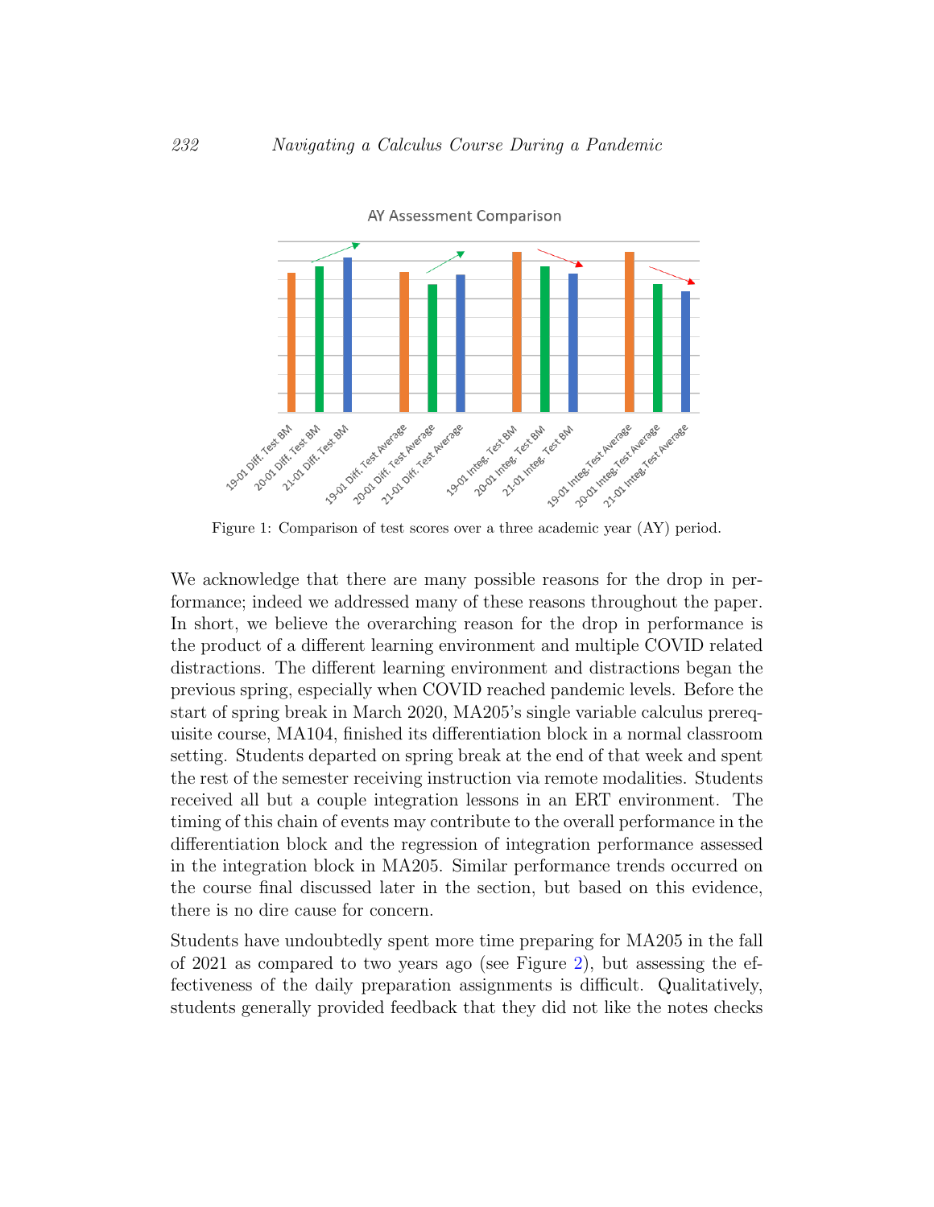Figure 1: Comparison of test scores over a three academic year (AY) period.

We acknowledge that there are many possible reasons for the drop in performance; indeed we addressed many of these reasons throughout the paper. In short, we believe the overarching reason for the drop in performance is the product of a different learning environment and multiple COVID related distractions. The different learning environment and distractions began the previous spring, especially when COVID reached pandemic levels. Before the start of spring break in March 2020, MA205's single variable calculus prerequisite course, MA104, finished its differentiation block in a normal classroom setting. Students departed on spring break at the end of that week and spent the rest of the semester receiving instruction via remote modalities. Students received all but a couple integration lessons in an ERT environment. The timing of this chain of events may contribute to the overall performance in the differentiation block and the regression of integration performance assessed in the integration block in MA205. Similar performance trends occurred on the course final discussed later in the section, but based on this evidence, there is no dire cause for concern.

Students have undoubtedly spent more time preparing for MA205 in the fall of 2021 as compared to two years ago (see Figure 2), but assessing the effectiveness of the daily preparation assignments is difficult. Qualitatively, students generally provided feedback that they did not like the notes checks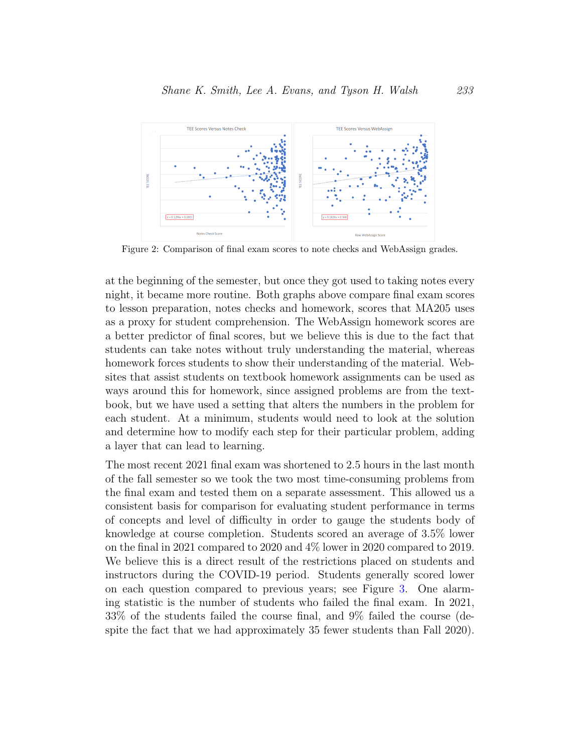Figure 2: Comparison of final exam scores to note checks and WebAssign grades.

at the beginning of the semester, but once they got used to taking notes every night, it became more routine. Both graphs above compare final exam scores to lesson preparation, notes checks and homework, scores that MA205 uses as a proxy for student comprehension. The WebAssign homework scores are a better predictor of final scores, but we believe this is due to the fact that students can take notes without truly understanding the material, whereas homework forces students to show their understanding of the material. Websites that assist students on textbook homework assignments can be used as ways around this for homework, since assigned problems are from the textbook, but we have used a setting that alters the numbers in the problem for each student. At a minimum, students would need to look at the solution and determine how to modify each step for their particular problem, adding a layer that can lead to learning.

The most recent 2021 final exam was shortened to 2.5 hours in the last month of the fall semester so we took the two most time-consuming problems from the final exam and tested them on a separate assessment. This allowed us a consistent basis for comparison for evaluating student performance in terms of concepts and level of difficulty in order to gauge the students body of knowledge at course completion. Students scored an average of 3.5% lower on the final in 2021 compared to 2020 and 4% lower in 2020 compared to 2019. We believe this is a direct result of the restrictions placed on students and instructors during the COVID-19 period. Students generally scored lower on each question compared to previous years; see Figure 3. One alarming statistic is the number of students who failed the final exam. In 2021, 33% of the students failed the course final, and 9% failed the course (despite the fact that we had approximately 35 fewer students than Fall 2020).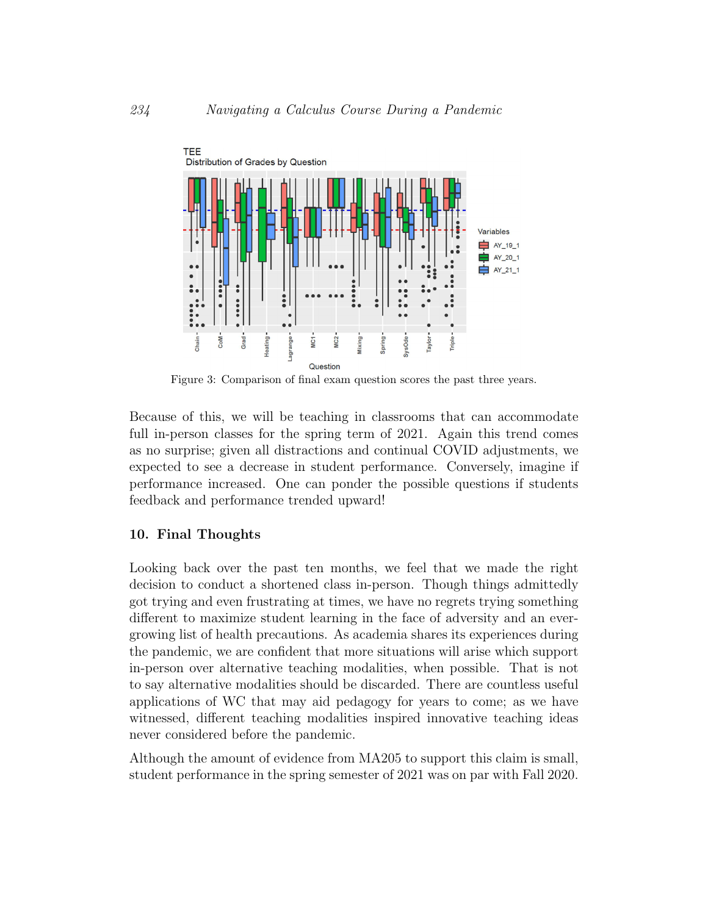Figure 3: Comparison of final exam question scores the past three years.

Because of this, we will be teaching in classrooms that can accommodate full in-person classes for the spring term of 2021. Again this trend comes as no surprise; given all distractions and continual COVID adjustments, we expected to see a decrease in student performance. Conversely, imagine if performance increased. One can ponder the possible questions if students feedback and performance trended upward!

## 10. Final Thoughts

Looking back over the past ten months, we feel that we made the right decision to conduct a shortened class in-person. Though things admittedly got trying and even frustrating at times, we have no regrets trying something different to maximize student learning in the face of adversity and an ever-growing list of health precautions. As academia shares its experiences during the pandemic, we are confident that more situations will arise which support in-person over alternative teaching modalities, when possible. That is not to say alternative modalities should be discarded. There are countless useful applications of WC that may aid pedagogy for years to come; as we have witnessed, different teaching modalities inspired innovative teaching ideas never considered before the pandemic.

Although the amount of evidence from MA205 to support this claim is small, student performance in the spring semester of 2021 was on par with Fall 2020.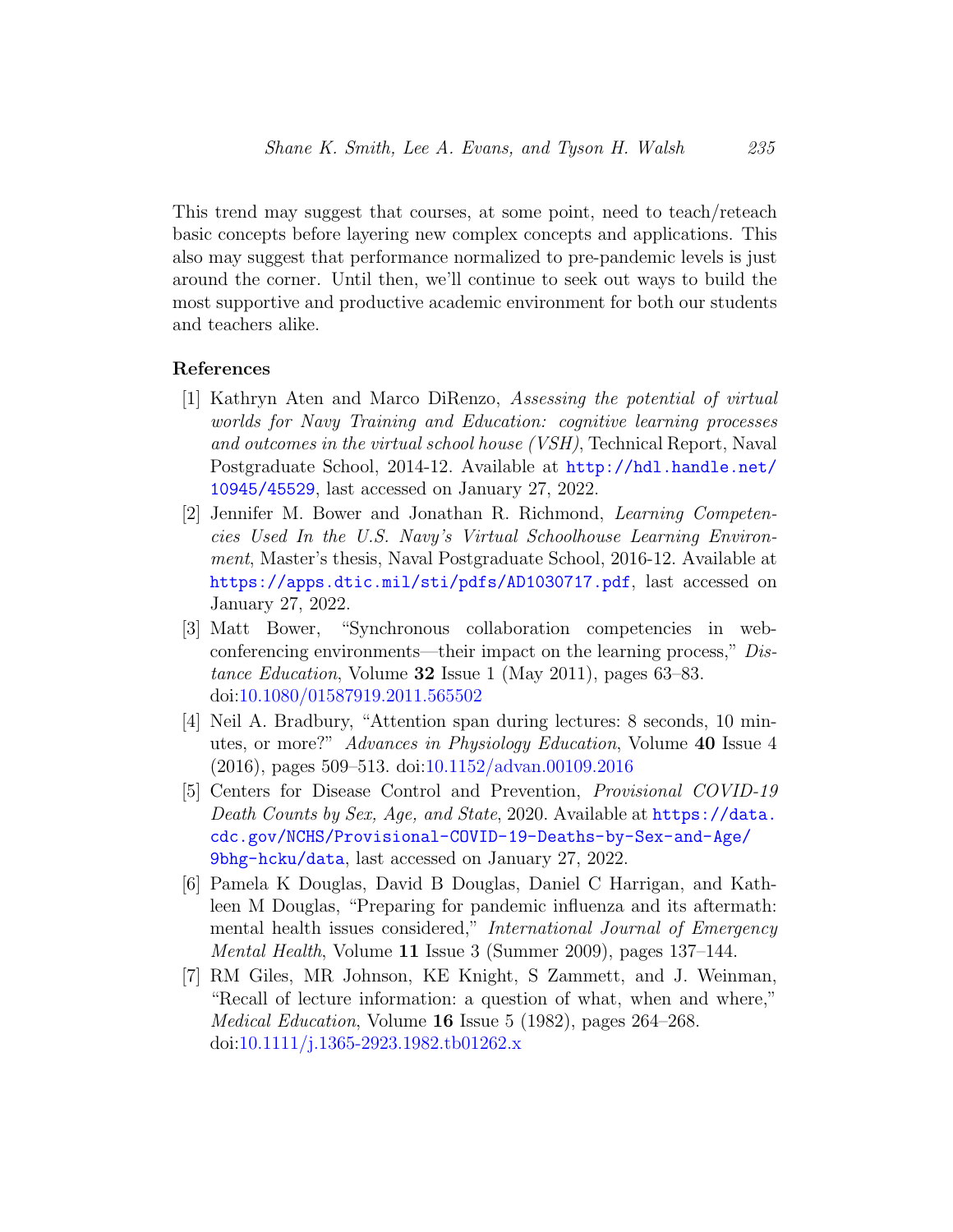This trend may suggest that courses, at some point, need to teach/reteach basic concepts before layering new complex concepts and applications. This also may suggest that performance normalized to pre-pandemic levels is just around the corner. Until then, we'll continue to seek out ways to build the most supportive and productive academic environment for both our students and teachers alike.

## References

[1] Kathryn Aten and Marco DiRenzo, *Assessing the potential of virtual worlds for Navy Training and Education: cognitive learning processes and outcomes in the virtual school house (VSH)*, Technical Report, Naval Postgraduate School, 2014-12. Available at http://hdl.handle.net/10945/45529, last accessed on January 27, 2022.

[2] Jennifer M. Bower and Jonathan R. Richmond, *Learning Competencies Used In the U.S. Navy's Virtual Schoolhouse Learning Environment*, Master's thesis, Naval Postgraduate School, 2016-12. Available at https://apps.dtic.mil/sti/pdfs/AD1030717.pdf, last accessed on January 27, 2022.

[3] Matt Bower, "Synchronous collaboration competencies in web-conferencing environments—their impact on the learning process," *Distance Education*, Volume **32** Issue 1 (May 2011), pages 63–83. doi:10.1080/01587919.2011.565502

[4] Neil A. Bradbury, "Attention span during lectures: 8 seconds, 10 minutes, or more?" *Advances in Physiology Education*, Volume **40** Issue 4 (2016), pages 509–513. doi:10.1152/advan.00109.2016

[5] Centers for Disease Control and Prevention, *Provisional COVID-19 Death Counts by Sex, Age, and State*, 2020. Available at https://data.cdc.gov/NCHS/Provisional-COVID-19-Deaths-by-Sex-and-Age/9bhg-hcku/data, last accessed on January 27, 2022.

[6] Pamela K Douglas, David B Douglas, Daniel C Harrigan, and Kathleen M Douglas, "Preparing for pandemic influenza and its aftermath: mental health issues considered," *International Journal of Emergency Mental Health*, Volume **11** Issue 3 (Summer 2009), pages 137–144.

[7] RM Giles, MR Johnson, KE Knight, S Zammett, and J. Weinman, "Recall of lecture information: a question of what, when and where," *Medical Education*, Volume **16** Issue 5 (1982), pages 264–268. doi:10.1111/j.1365-2923.1982.tb01262.x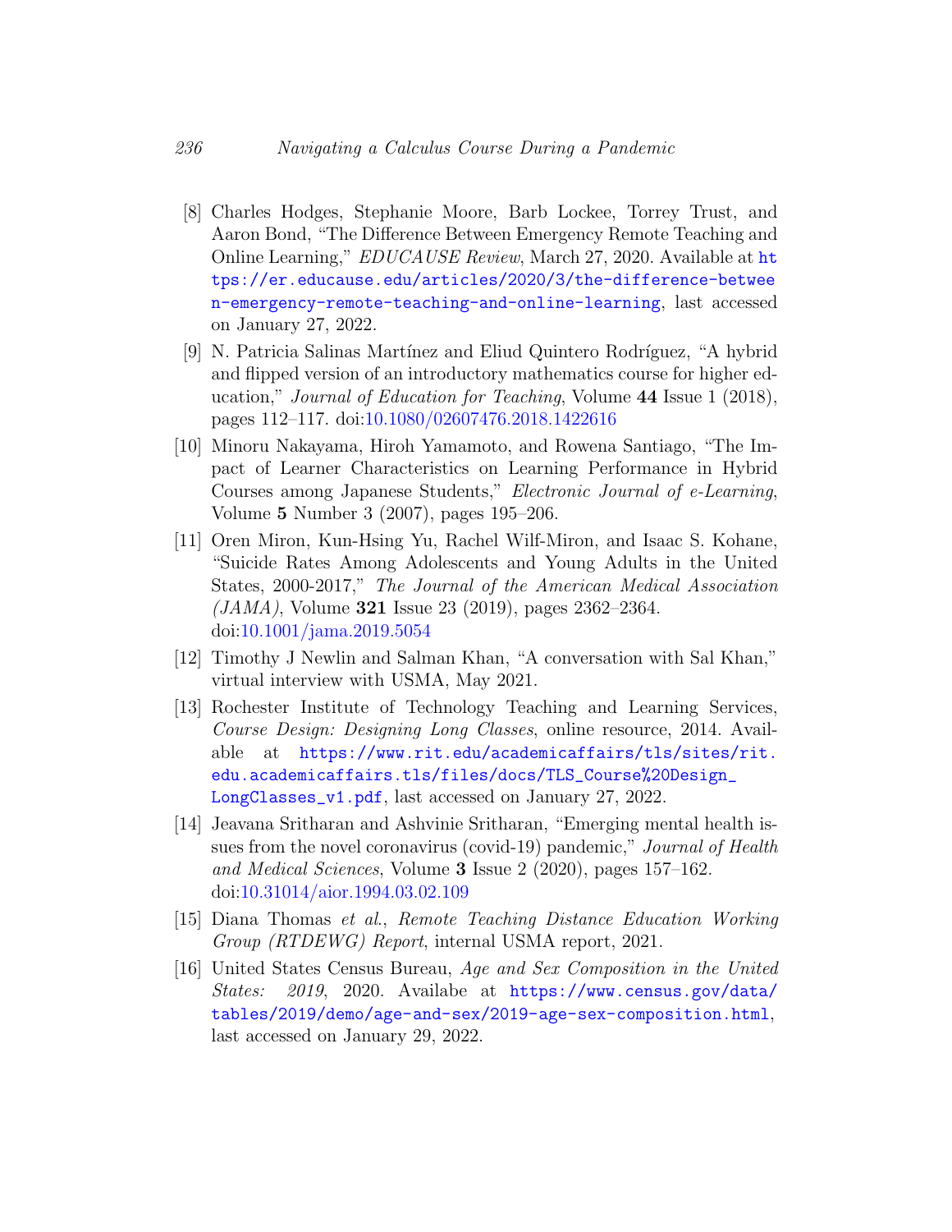[8] Charles Hodges, Stephanie Moore, Barb Lockee, Torrey Trust, and Aaron Bond, "The Difference Between Emergency Remote Teaching and Online Learning," *EDUCAUSE Review*, March 27, 2020. Available at https://er.educause.edu/articles/2020/3/the-difference-between-emergency-remote-teaching-and-online-learning, last accessed on January 27, 2022.

[9] N. Patricia Salinas Martínez and Eliud Quintero Rodríguez, "A hybrid and flipped version of an introductory mathematics course for higher education," *Journal of Education for Teaching*, Volume **44** Issue 1 (2018), pages 112–117. doi:10.1080/02607476.2018.1422616

[10] Minoru Nakayama, Hiroh Yamamoto, and Rowena Santiago, "The Impact of Learner Characteristics on Learning Performance in Hybrid Courses among Japanese Students," *Electronic Journal of e-Learning*, Volume **5** Number 3 (2007), pages 195–206.

[11] Oren Miron, Kun-Hsing Yu, Rachel Wilf-Miron, and Isaac S. Kohane, "Suicide Rates Among Adolescents and Young Adults in the United States, 2000-2017," *The Journal of the American Medical Association (JAMA)*, Volume **321** Issue 23 (2019), pages 2362–2364. doi:10.1001/jama.2019.5054

[12] Timothy J Newlin and Salman Khan, "A conversation with Sal Khan," virtual interview with USMA, May 2021.

[13] Rochester Institute of Technology Teaching and Learning Services, *Course Design: Designing Long Classes*, online resource, 2014. Available at https://www.rit.edu/academicaffairs/tls/sites/rit.edu.academicaffairs.tls/files/docs/TLS_Course%20Design_LongClasses_v1.pdf, last accessed on January 27, 2022.

[14] Jeavana Sritharan and Ashvinie Sritharan, "Emerging mental health issues from the novel coronavirus (covid-19) pandemic," *Journal of Health and Medical Sciences*, Volume **3** Issue 2 (2020), pages 157–162. doi:10.31014/aior.1994.03.02.109

[15] Diana Thomas *et al.*, *Remote Teaching Distance Education Working Group (RTDEWG) Report*, internal USMA report, 2021.

[16] United States Census Bureau, *Age and Sex Composition in the United States: 2019*, 2020. Availabe at https://www.census.gov/data/tables/2019/demo/age-and-sex/2019-age-sex-composition.html, last accessed on January 29, 2022.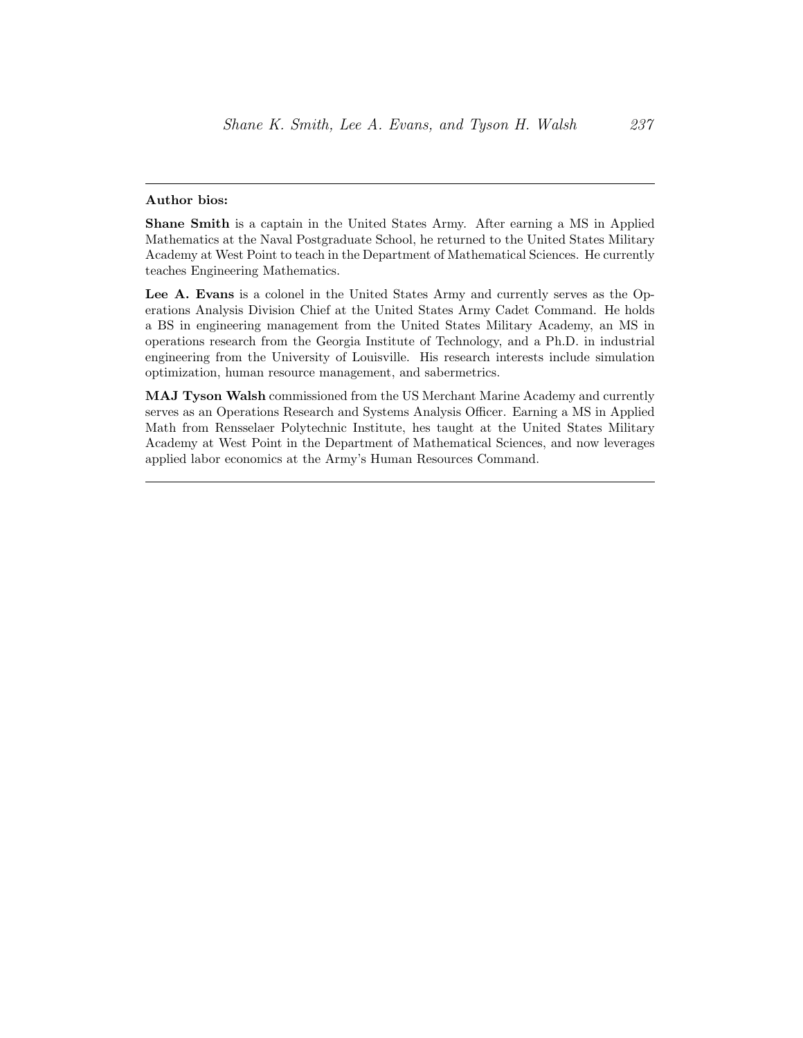**Author bios:**

**Shane Smith** is a captain in the United States Army. After earning a MS in Applied Mathematics at the Naval Postgraduate School, he returned to the United States Military Academy at West Point to teach in the Department of Mathematical Sciences. He currently teaches Engineering Mathematics.

**Lee A. Evans** is a colonel in the United States Army and currently serves as the Operations Analysis Division Chief at the United States Army Cadet Command. He holds a BS in engineering management from the United States Military Academy, an MS in operations research from the Georgia Institute of Technology, and a Ph.D. in industrial engineering from the University of Louisville. His research interests include simulation optimization, human resource management, and sabermetrics.

**MAJ Tyson Walsh** commissioned from the US Merchant Marine Academy and currently serves as an Operations Research and Systems Analysis Officer. Earning a MS in Applied Math from Rensselaer Polytechnic Institute, hes taught at the United States Military Academy at West Point in the Department of Mathematical Sciences, and now leverages applied labor economics at the Army's Human Resources Command.